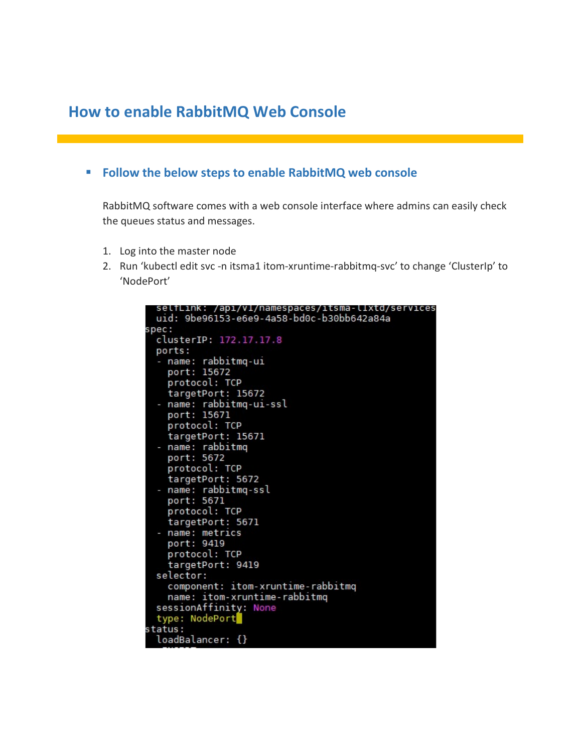# How to enable RabbitMQ Web Console

- ## Follow the below steps to enable RabbitMQ web console

RabbitMQ software comes with a web console interface where admins can easily check the queues status and messages.

1. Log into the master node
2. Run ‘kubectl edit svc -n itsma1 itom-xruntime-rabbitmq-svc’ to change ‘ClusterIp’ to ‘NodePort’

```
  selfLink: /api/v1/namespaces/itsma-l1xtd/services
  uid: 9be96153-e6e9-4a58-bd0c-b30bb642a84a
spec:
  clusterIP: 172.17.17.8
  ports:
  - name: rabbitmq-ui
    port: 15672
    protocol: TCP
    targetPort: 15672
  - name: rabbitmq-ui-ssl
    port: 15671
    protocol: TCP
    targetPort: 15671
  - name: rabbitmq
    port: 5672
    protocol: TCP
    targetPort: 5672
  - name: rabbitmq-ssl
    port: 5671
    protocol: TCP
    targetPort: 5671
  - name: metrics
    port: 9419
    protocol: TCP
    targetPort: 9419
  selector:
    component: itom-xruntime-rabbitmq
    name: itom-xruntime-rabbitmq
  sessionAffinity: None
  type: NodePort
status:
  loadBalancer: {}
```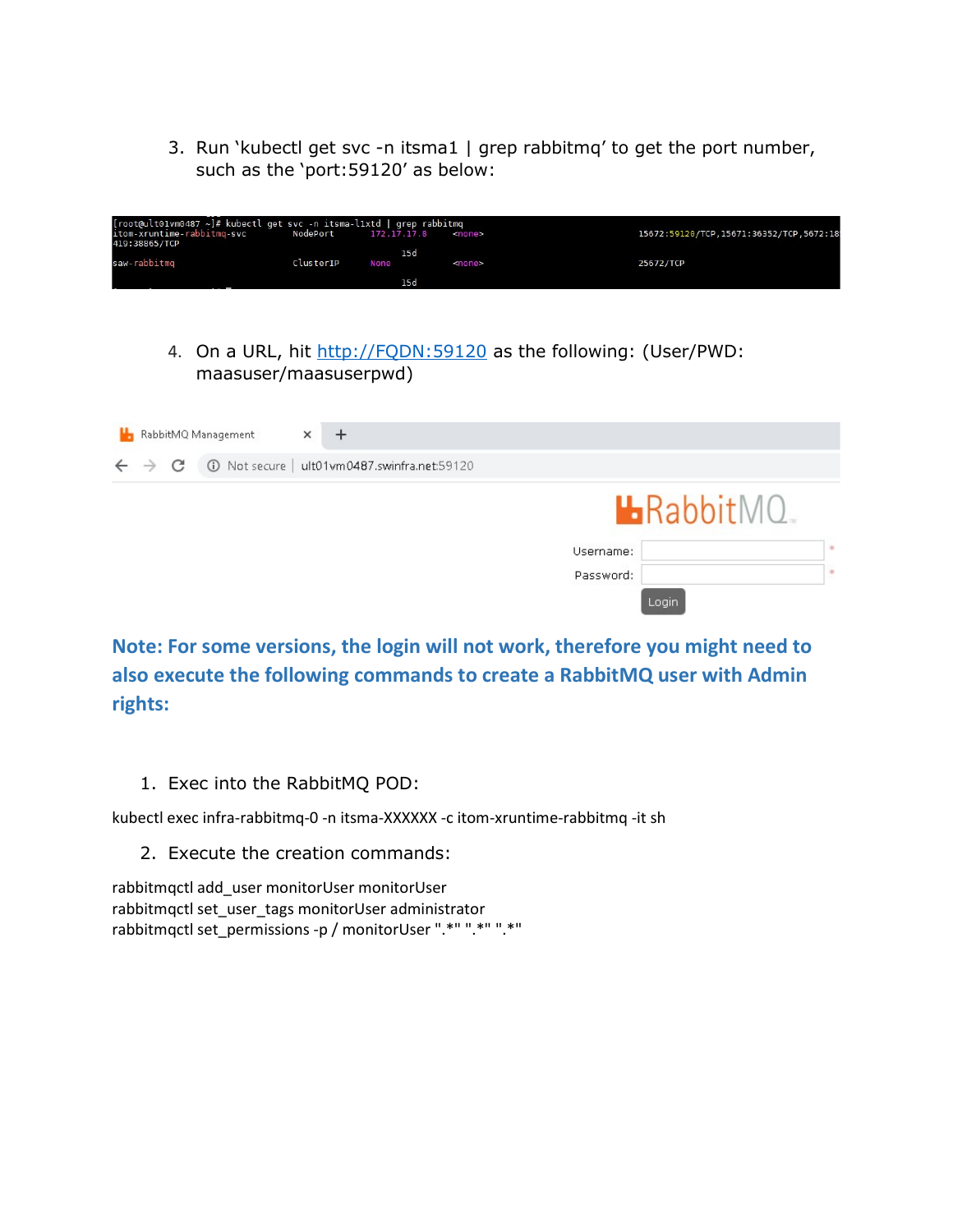3. Run ‘kubectl get svc -n itsma1 | grep rabbitmq’ to get the port number, such as the ‘port:59120’ as below:

```
[root@ult01vm0487 ~]# kubectl get svc -n itsma-l1xtd | grep rabbitmq
itom-xruntime-rabbitmq-svc        NodePort    172.17.17.8    <none>        15672:59120/TCP,15671:36352/TCP,5672:18
419:38865/TCP
                                                             15d
saw-rabbitmq                      ClusterIP   None           <none>        25672/TCP
                                                             15d
```

4. On a URL, hit [http://FQDN:59120](http://FQDN:59120) as the following: (User/PWD: maasuser/maasuserpwd)

```
RabbitMQ Management
Not secure | ult01vm0487.swinfra.net:59120

RabbitMQ
Username: *
Password: *
Login
```

**Note: For some versions, the login will not work, therefore you might need to also execute the following commands to create a RabbitMQ user with Admin rights:**

1. Exec into the RabbitMQ POD:

```
kubectl exec infra-rabbitmq-0 -n itsma-XXXXXX -c itom-xruntime-rabbitmq -it sh
```

2. Execute the creation commands:

```
rabbitmqctl add_user monitorUser monitorUser
rabbitmqctl set_user_tags monitorUser administrator
rabbitmqctl set_permissions -p / monitorUser ".*" ".*" ".*"
```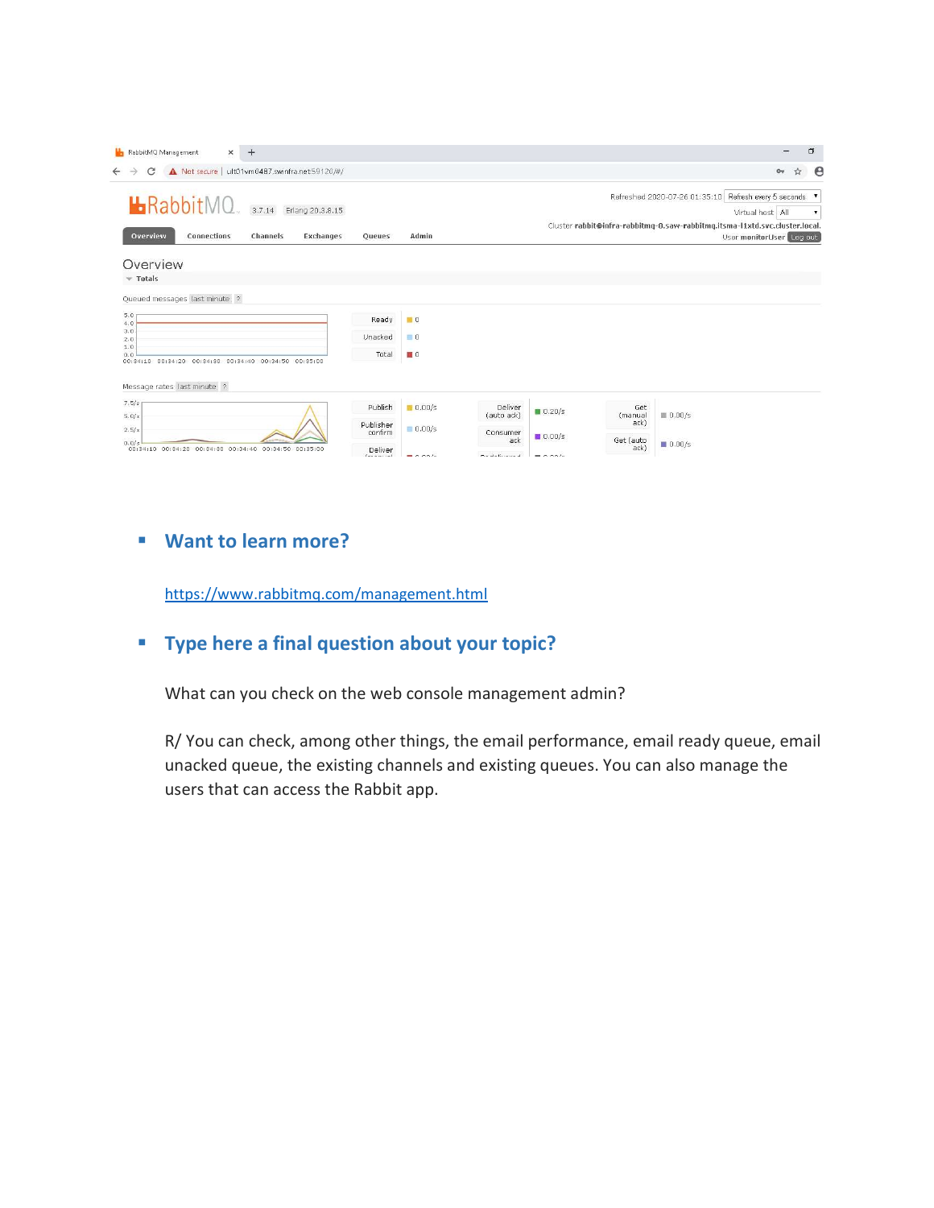- **Want to learn more?**

  https://www.rabbitmq.com/management.html

- **Type here a final question about your topic?**

  What can you check on the web console management admin?

  R/ You can check, among other things, the email performance, email ready queue, email unacked queue, the existing channels and existing queues. You can also manage the users that can access the Rabbit app.